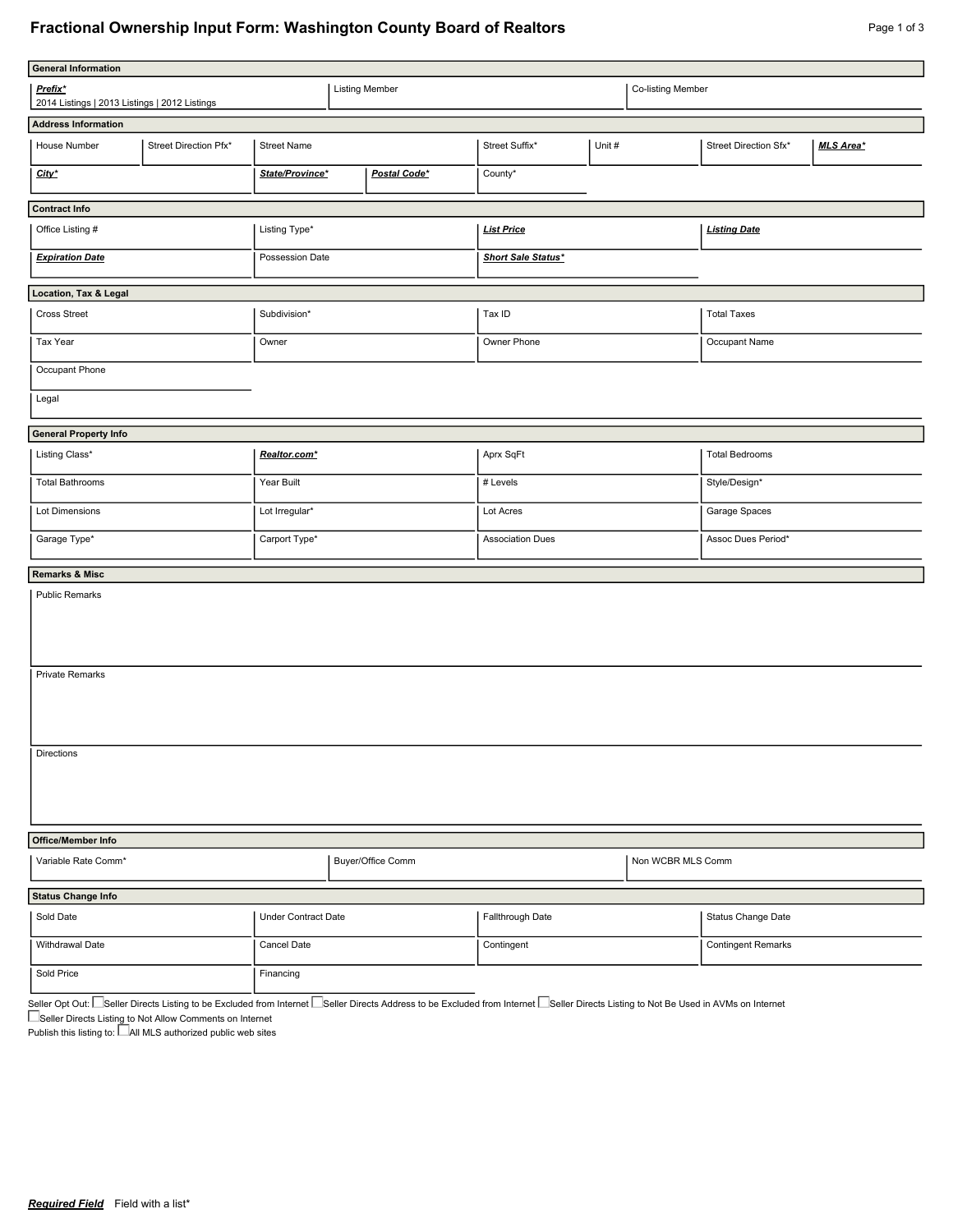# Fractional Ownership Input Form: Washington County Board of Realtors

## General Information

| ***Prefix**** | Listing Member | Co-listing Member |
|---|---|---|
| 2014 Listings \| 2013 Listings \| 2012 Listings | | |

## Address Information

| House Number | Street Direction Pfx* | Street Name | Street Suffix* | Unit # | Street Direction Sfx* | ***MLS Area**** |
|---|---|---|---|---|---|---|
| | | | | | | |

| ***City**** | ***State/Province**** | ***Postal Code**** | County* |
|---|---|---|---|
| | | | |

## Contract Info

| Office Listing # | Listing Type* | ***List Price*** | ***Listing Date*** |
|---|---|---|---|
| | | | |

| ***Expiration Date*** | Possession Date | ***Short Sale Status**** |
|---|---|---|
| | | |

## Location, Tax & Legal

| Cross Street | Subdivision* | Tax ID | Total Taxes |
|---|---|---|---|
| | | | |

| Tax Year | Owner | Owner Phone | Occupant Name |
|---|---|---|---|
| | | | |

| Occupant Phone |
|---|
| |

| Legal |
|---|
| |

## General Property Info

| Listing Class* | ***Realtor.com**** | Aprx SqFt | Total Bedrooms |
|---|---|---|---|
| | | | |

| Total Bathrooms | Year Built | # Levels | Style/Design* |
|---|---|---|---|
| | | | |

| Lot Dimensions | Lot Irregular* | Lot Acres | Garage Spaces |
|---|---|---|---|
| | | | |

| Garage Type* | Carport Type* | Association Dues | Assoc Dues Period* |
|---|---|---|---|
| | | | |

## Remarks & Misc

Public Remarks

Private Remarks

Directions

## Office/Member Info

| Variable Rate Comm* | Buyer/Office Comm | Non WCBR MLS Comm |
|---|---|---|
| | | |

## Status Change Info

| Sold Date | Under Contract Date | Fallthrough Date | Status Change Date |
|---|---|---|---|
| | | | |

| Withdrawal Date | Cancel Date | Contingent | Contingent Remarks |
|---|---|---|---|
| | | | |

| Sold Price | Financing |
|---|---|
| | |

Seller Opt Out: ☐ Seller Directs Listing to be Excluded from Internet ☐ Seller Directs Address to be Excluded from Internet ☐ Seller Directs Listing to Not Be Used in AVMs on Internet ☐ Seller Directs Listing to Not Allow Comments on Internet

Publish this listing to: ☐ All MLS authorized public web sites

***Required Field*** Field with a list*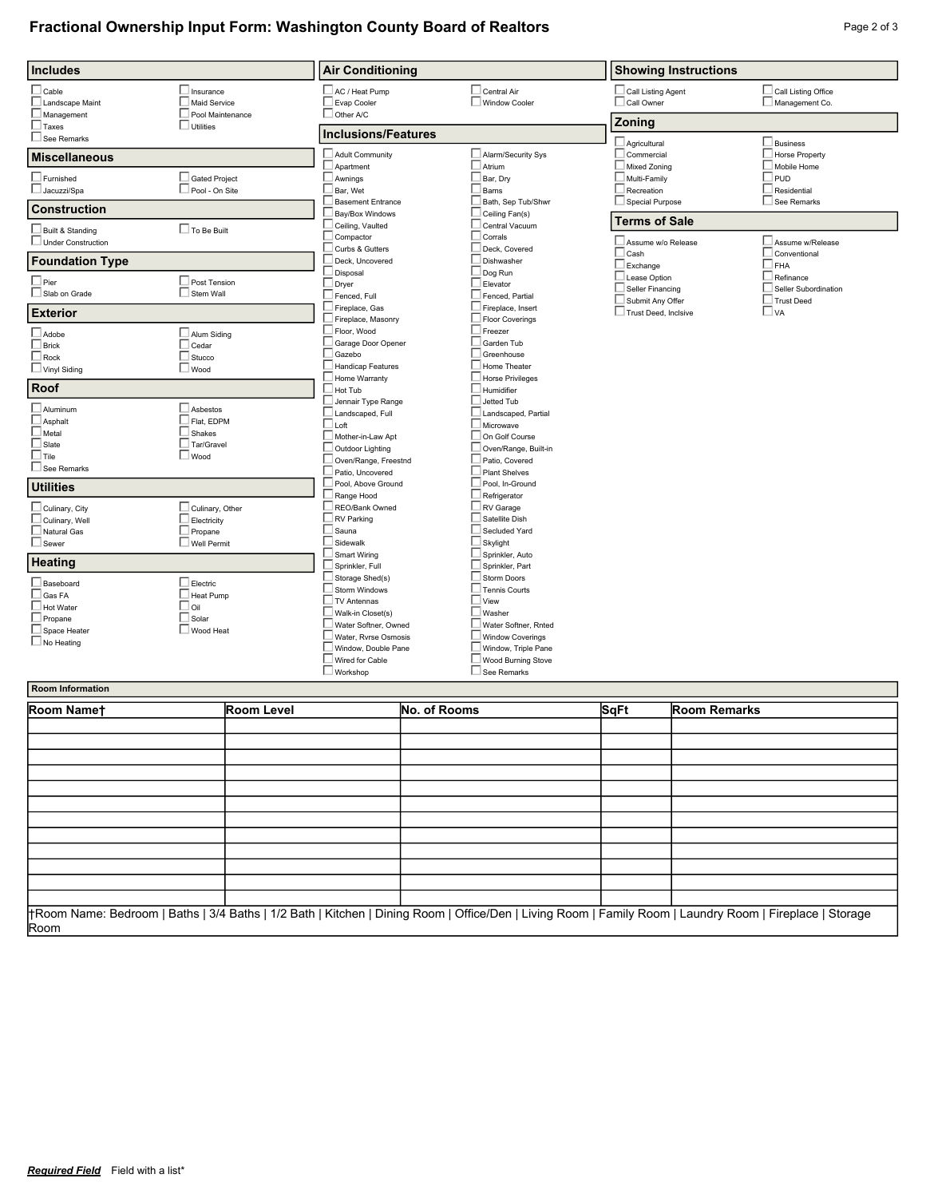# Fractional Ownership Input Form: Washington County Board of Realtors

## Includes

- [ ] Cable
- [ ] Insurance
- [ ] Landscape Maint
- [ ] Maid Service
- [ ] Management
- [ ] Pool Maintenance
- [ ] Taxes
- [ ] Utilities
- [ ] See Remarks

## Miscellaneous

- [ ] Furnished
- [ ] Gated Project
- [ ] Jacuzzi/Spa
- [ ] Pool - On Site

## Construction

- [ ] Built & Standing
- [ ] To Be Built
- [ ] Under Construction

## Foundation Type

- [ ] Pier
- [ ] Post Tension
- [ ] Slab on Grade
- [ ] Stem Wall

## Exterior

- [ ] Adobe
- [ ] Alum Siding
- [ ] Brick
- [ ] Cedar
- [ ] Rock
- [ ] Stucco
- [ ] Vinyl Siding
- [ ] Wood

## Roof

- [ ] Aluminum
- [ ] Asbestos
- [ ] Asphalt
- [ ] Flat, EDPM
- [ ] Metal
- [ ] Shakes
- [ ] Slate
- [ ] Tar/Gravel
- [ ] Tile
- [ ] Wood
- [ ] See Remarks

## Utilities

- [ ] Culinary, City
- [ ] Culinary, Other
- [ ] Culinary, Well
- [ ] Electricity
- [ ] Natural Gas
- [ ] Propane
- [ ] Sewer
- [ ] Well Permit

## Heating

- [ ] Baseboard
- [ ] Electric
- [ ] Gas FA
- [ ] Heat Pump
- [ ] Hot Water
- [ ] Oil
- [ ] Propane
- [ ] Solar
- [ ] Space Heater
- [ ] Wood Heat
- [ ] No Heating

## Air Conditioning

- [ ] AC / Heat Pump
- [ ] Central Air
- [ ] Evap Cooler
- [ ] Window Cooler
- [ ] Other A/C

## Inclusions/Features

- [ ] Adult Community
- [ ] Alarm/Security Sys
- [ ] Apartment
- [ ] Atrium
- [ ] Awnings
- [ ] Bar, Dry
- [ ] Bar, Wet
- [ ] Barns
- [ ] Basement Entrance
- [ ] Bath, Sep Tub/Shwr
- [ ] Bay/Box Windows
- [ ] Ceiling Fan(s)
- [ ] Ceiling, Vaulted
- [ ] Central Vacuum
- [ ] Compactor
- [ ] Corrals
- [ ] Curbs & Gutters
- [ ] Deck, Covered
- [ ] Deck, Uncovered
- [ ] Dishwasher
- [ ] Disposal
- [ ] Dog Run
- [ ] Dryer
- [ ] Elevator
- [ ] Fenced, Full
- [ ] Fenced, Partial
- [ ] Fireplace, Gas
- [ ] Fireplace, Insert
- [ ] Fireplace, Masonry
- [ ] Floor Coverings
- [ ] Floor, Wood
- [ ] Freezer
- [ ] Garage Door Opener
- [ ] Garden Tub
- [ ] Gazebo
- [ ] Greenhouse
- [ ] Handicap Features
- [ ] Home Theater
- [ ] Home Warranty
- [ ] Horse Privileges
- [ ] Hot Tub
- [ ] Humidifier
- [ ] Jennair Type Range
- [ ] Jetted Tub
- [ ] Landscaped, Full
- [ ] Landscaped, Partial
- [ ] Loft
- [ ] Microwave
- [ ] Mother-in-Law Apt
- [ ] On Golf Course
- [ ] Outdoor Lighting
- [ ] Oven/Range, Built-in
- [ ] Oven/Range, Freestnd
- [ ] Patio, Covered
- [ ] Patio, Uncovered
- [ ] Plant Shelves
- [ ] Pool, Above Ground
- [ ] Pool, In-Ground
- [ ] Range Hood
- [ ] Refrigerator
- [ ] REO/Bank Owned
- [ ] RV Garage
- [ ] RV Parking
- [ ] Satellite Dish
- [ ] Sauna
- [ ] Secluded Yard
- [ ] Sidewalk
- [ ] Skylight
- [ ] Smart Wiring
- [ ] Sprinkler, Auto
- [ ] Sprinkler, Full
- [ ] Sprinkler, Part
- [ ] Storage Shed(s)
- [ ] Storm Doors
- [ ] Storm Windows
- [ ] Tennis Courts
- [ ] TV Antennas
- [ ] View
- [ ] Walk-in Closet(s)
- [ ] Washer
- [ ] Water Softner, Owned
- [ ] Water Softner, Rnted
- [ ] Water, Rvrse Osmosis
- [ ] Window Coverings
- [ ] Window, Double Pane
- [ ] Window, Triple Pane
- [ ] Wired for Cable
- [ ] Wood Burning Stove
- [ ] Workshop
- [ ] See Remarks

## Showing Instructions

- [ ] Call Listing Agent
- [ ] Call Listing Office
- [ ] Call Owner
- [ ] Management Co.

## Zoning

- [ ] Agricultural
- [ ] Business
- [ ] Commercial
- [ ] Horse Property
- [ ] Mixed Zoning
- [ ] Mobile Home
- [ ] Multi-Family
- [ ] PUD
- [ ] Recreation
- [ ] Residential
- [ ] Special Purpose
- [ ] See Remarks

## Terms of Sale

- [ ] Assume w/o Release
- [ ] Assume w/Release
- [ ] Cash
- [ ] Conventional
- [ ] Exchange
- [ ] FHA
- [ ] Lease Option
- [ ] Refinance
- [ ] Seller Financing
- [ ] Seller Subordination
- [ ] Submit Any Offer
- [ ] Trust Deed
- [ ] Trust Deed, Inclsive
- [ ] VA

## Room Information

| Room Name† | Room Level | No. of Rooms | SqFt | Room Remarks |
|---|---|---|---|---|
| | | | | |
| | | | | |
| | | | | |
| | | | | |
| | | | | |
| | | | | |
| | | | | |
| | | | | |
| | | | | |
| | | | | |
| | | | | |
| | | | | |

†Room Name: Bedroom | Baths | 3/4 Baths | 1/2 Bath | Kitchen | Dining Room | Office/Den | Living Room | Family Room | Laundry Room | Fireplace | Storage Room

***Required Field*** Field with a list*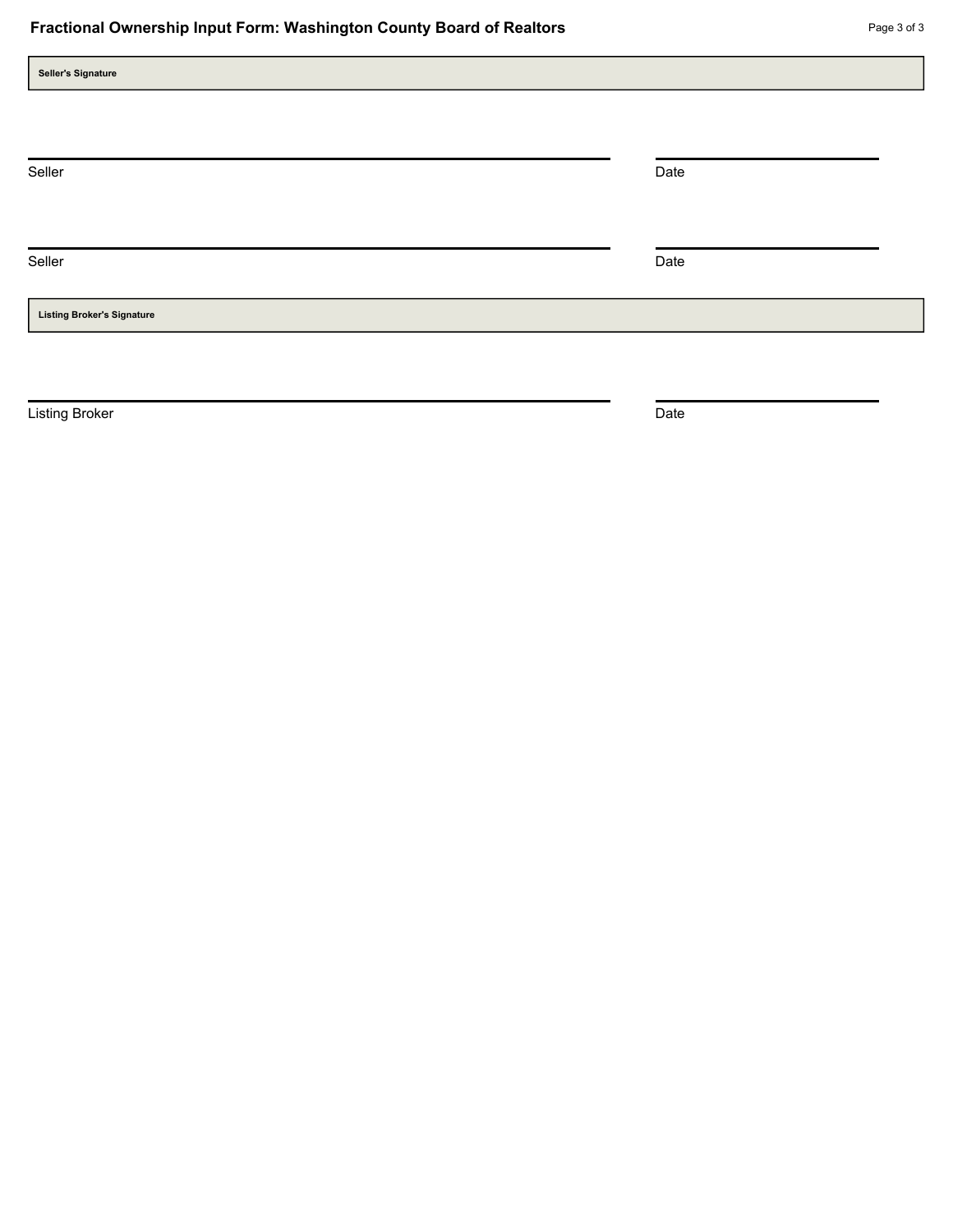**Seller's Signature**

\_\_\_\_\_\_\_\_\_\_\_\_\_\_\_\_\_\_\_\_\_\_\_\_\_\_\_\_\_\_\_\_\_\_\_\_\_\_\_\_ \_\_\_\_\_\_\_\_\_\_\_\_\_\_\_\_

Seller Date

\_\_\_\_\_\_\_\_\_\_\_\_\_\_\_\_\_\_\_\_\_\_\_\_\_\_\_\_\_\_\_\_\_\_\_\_\_\_\_\_ \_\_\_\_\_\_\_\_\_\_\_\_\_\_\_\_

Seller Date

**Listing Broker's Signature**

\_\_\_\_\_\_\_\_\_\_\_\_\_\_\_\_\_\_\_\_\_\_\_\_\_\_\_\_\_\_\_\_\_\_\_\_\_\_\_\_ \_\_\_\_\_\_\_\_\_\_\_\_\_\_\_\_

Listing Broker Date